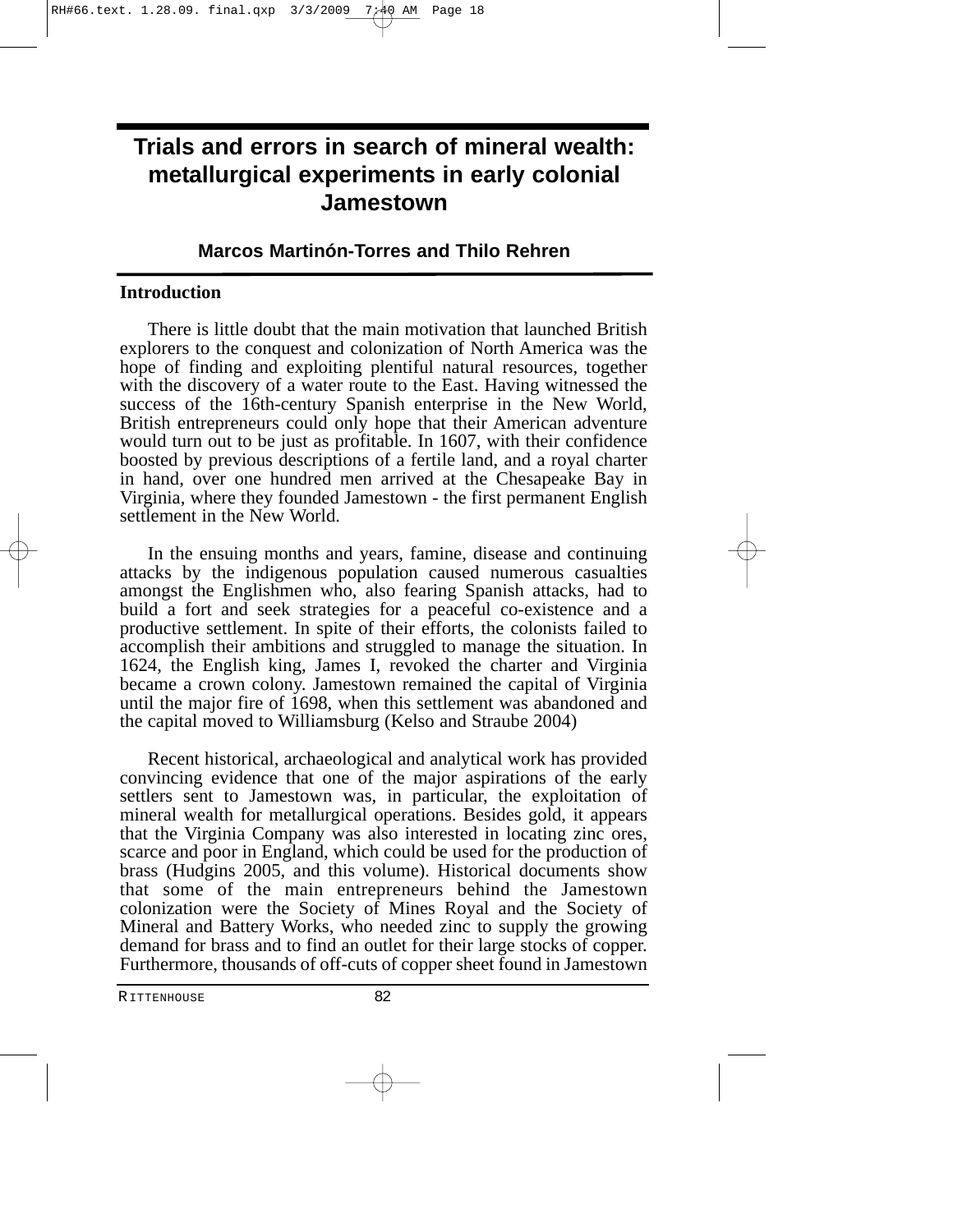# Trials and errors in search of mineral wealth: metallurgical experiments in early colonial Jamestown

**Marcos Martinón-Torres and Thilo Rehren**

## Introduction

There is little doubt that the main motivation that launched British explorers to the conquest and colonization of North America was the hope of finding and exploiting plentiful natural resources, together with the discovery of a water route to the East. Having witnessed the success of the 16th-century Spanish enterprise in the New World, British entrepreneurs could only hope that their American adventure would turn out to be just as profitable. In 1607, with their confidence boosted by previous descriptions of a fertile land, and a royal charter in hand, over one hundred men arrived at the Chesapeake Bay in Virginia, where they founded Jamestown - the first permanent English settlement in the New World.

In the ensuing months and years, famine, disease and continuing attacks by the indigenous population caused numerous casualties amongst the Englishmen who, also fearing Spanish attacks, had to build a fort and seek strategies for a peaceful co-existence and a productive settlement. In spite of their efforts, the colonists failed to accomplish their ambitions and struggled to manage the situation. In 1624, the English king, James I, revoked the charter and Virginia became a crown colony. Jamestown remained the capital of Virginia until the major fire of 1698, when this settlement was abandoned and the capital moved to Williamsburg (Kelso and Straube 2004)

Recent historical, archaeological and analytical work has provided convincing evidence that one of the major aspirations of the early settlers sent to Jamestown was, in particular, the exploitation of mineral wealth for metallurgical operations. Besides gold, it appears that the Virginia Company was also interested in locating zinc ores, scarce and poor in England, which could be used for the production of brass (Hudgins 2005, and this volume). Historical documents show that some of the main entrepreneurs behind the Jamestown colonization were the Society of Mines Royal and the Society of Mineral and Battery Works, who needed zinc to supply the growing demand for brass and to find an outlet for their large stocks of copper. Furthermore, thousands of off-cuts of copper sheet found in Jamestown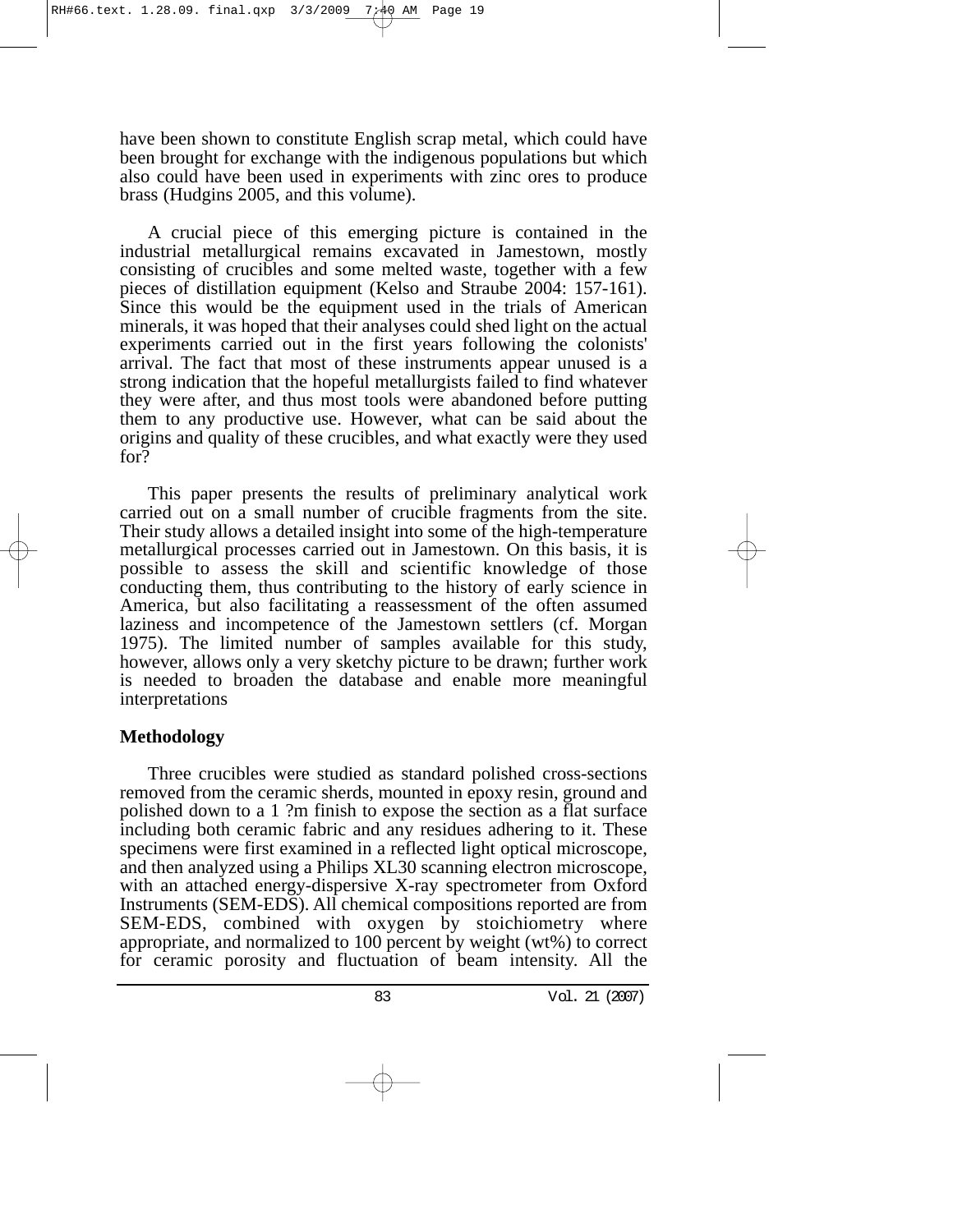have been shown to constitute English scrap metal, which could have been brought for exchange with the indigenous populations but which also could have been used in experiments with zinc ores to produce brass (Hudgins 2005, and this volume).

A crucial piece of this emerging picture is contained in the industrial metallurgical remains excavated in Jamestown, mostly consisting of crucibles and some melted waste, together with a few pieces of distillation equipment (Kelso and Straube 2004: 157-161). Since this would be the equipment used in the trials of American minerals, it was hoped that their analyses could shed light on the actual experiments carried out in the first years following the colonists' arrival. The fact that most of these instruments appear unused is a strong indication that the hopeful metallurgists failed to find whatever they were after, and thus most tools were abandoned before putting them to any productive use. However, what can be said about the origins and quality of these crucibles, and what exactly were they used for?

This paper presents the results of preliminary analytical work carried out on a small number of crucible fragments from the site. Their study allows a detailed insight into some of the high-temperature metallurgical processes carried out in Jamestown. On this basis, it is possible to assess the skill and scientific knowledge of those conducting them, thus contributing to the history of early science in America, but also facilitating a reassessment of the often assumed laziness and incompetence of the Jamestown settlers (cf. Morgan 1975). The limited number of samples available for this study, however, allows only a very sketchy picture to be drawn; further work is needed to broaden the database and enable more meaningful interpretations

## Methodology

Three crucibles were studied as standard polished cross-sections removed from the ceramic sherds, mounted in epoxy resin, ground and polished down to a 1 ?m finish to expose the section as a flat surface including both ceramic fabric and any residues adhering to it. These specimens were first examined in a reflected light optical microscope, and then analyzed using a Philips XL30 scanning electron microscope, with an attached energy-dispersive X-ray spectrometer from Oxford Instruments (SEM-EDS). All chemical compositions reported are from SEM-EDS, combined with oxygen by stoichiometry where appropriate, and normalized to 100 percent by weight (wt%) to correct for ceramic porosity and fluctuation of beam intensity. All the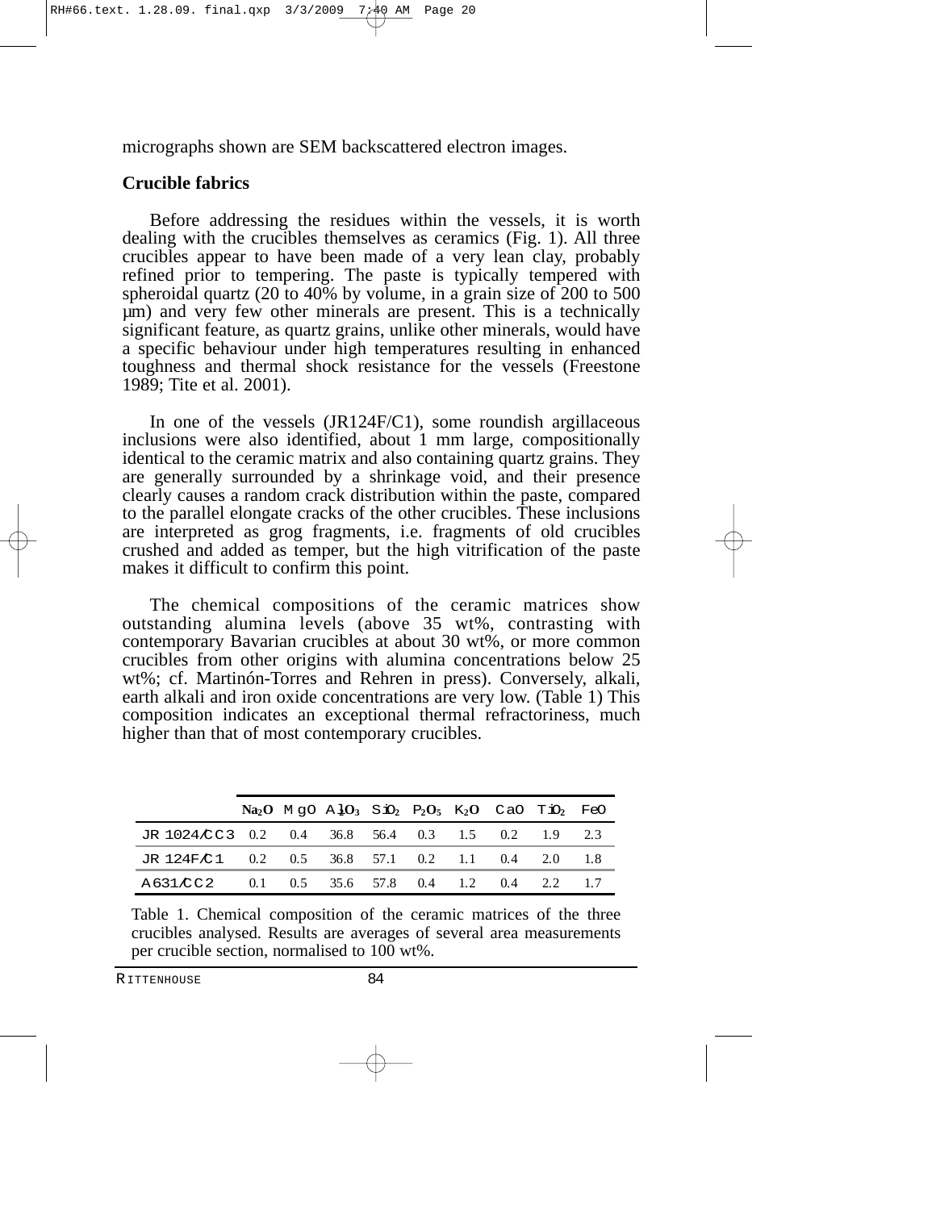micrographs shown are SEM backscattered electron images.

### Crucible fabrics

Before addressing the residues within the vessels, it is worth dealing with the crucibles themselves as ceramics (Fig. 1). All three crucibles appear to have been made of a very lean clay, probably refined prior to tempering. The paste is typically tempered with spheroidal quartz (20 to 40% by volume, in a grain size of 200 to 500 µm) and very few other minerals are present. This is a technically significant feature, as quartz grains, unlike other minerals, would have a specific behaviour under high temperatures resulting in enhanced toughness and thermal shock resistance for the vessels (Freestone 1989; Tite et al. 2001).

In one of the vessels (JR124F/C1), some roundish argillaceous inclusions were also identified, about 1 mm large, compositionally identical to the ceramic matrix and also containing quartz grains. They are generally surrounded by a shrinkage void, and their presence clearly causes a random crack distribution within the paste, compared to the parallel elongate cracks of the other crucibles. These inclusions are interpreted as grog fragments, i.e. fragments of old crucibles crushed and added as temper, but the high vitrification of the paste makes it difficult to confirm this point.

The chemical compositions of the ceramic matrices show outstanding alumina levels (above 35 wt%, contrasting with contemporary Bavarian crucibles at about 30 wt%, or more common crucibles from other origins with alumina concentrations below 25 wt%; cf. Martinón-Torres and Rehren in press). Conversely, alkali, earth alkali and iron oxide concentrations are very low. (Table 1) This composition indicates an exceptional thermal refractoriness, much higher than that of most contemporary crucibles.

| | $Na_2O$ | $MgO$ | $Al_2O_3$ | $SiO_2$ | $P_2O_5$ | $K_2O$ | $CaO$ | $TiO_2$ | $FeO$ |
|---|---|---|---|---|---|---|---|---|---|
| JR1024/CC3 | 0.2 | 0.4 | 36.8 | 56.4 | 0.3 | 1.5 | 0.2 | 1.9 | 2.3 |
| JR124F/C1 | 0.2 | 0.5 | 36.8 | 57.1 | 0.2 | 1.1 | 0.4 | 2.0 | 1.8 |
| A631/CC2 | 0.1 | 0.5 | 35.6 | 57.8 | 0.4 | 1.2 | 0.4 | 2.2 | 1.7 |

Table 1. Chemical composition of the ceramic matrices of the three crucibles analysed. Results are averages of several area measurements per crucible section, normalised to 100 wt%.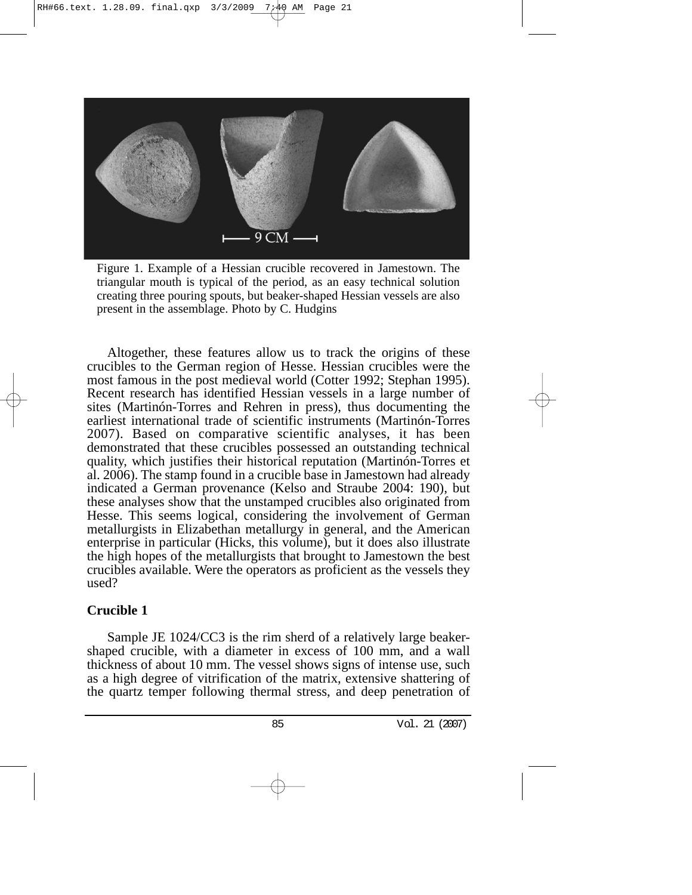Figure 1. Example of a Hessian crucible recovered in Jamestown. The triangular mouth is typical of the period, as an easy technical solution creating three pouring spouts, but beaker-shaped Hessian vessels are also present in the assemblage. Photo by C. Hudgins

Altogether, these features allow us to track the origins of these crucibles to the German region of Hesse. Hessian crucibles were the most famous in the post medieval world (Cotter 1992; Stephan 1995). Recent research has identified Hessian vessels in a large number of sites (Martinón-Torres and Rehren in press), thus documenting the earliest international trade of scientific instruments (Martinón-Torres 2007). Based on comparative scientific analyses, it has been demonstrated that these crucibles possessed an outstanding technical quality, which justifies their historical reputation (Martinón-Torres et al. 2006). The stamp found in a crucible base in Jamestown had already indicated a German provenance (Kelso and Straube 2004: 190), but these analyses show that the unstamped crucibles also originated from Hesse. This seems logical, considering the involvement of German metallurgists in Elizabethan metallurgy in general, and the American enterprise in particular (Hicks, this volume), but it does also illustrate the high hopes of the metallurgists that brought to Jamestown the best crucibles available. Were the operators as proficient as the vessels they used?

## Crucible 1

Sample JE 1024/CC3 is the rim sherd of a relatively large beaker-shaped crucible, with a diameter in excess of 100 mm, and a wall thickness of about 10 mm. The vessel shows signs of intense use, such as a high degree of vitrification of the matrix, extensive shattering of the quartz temper following thermal stress, and deep penetration of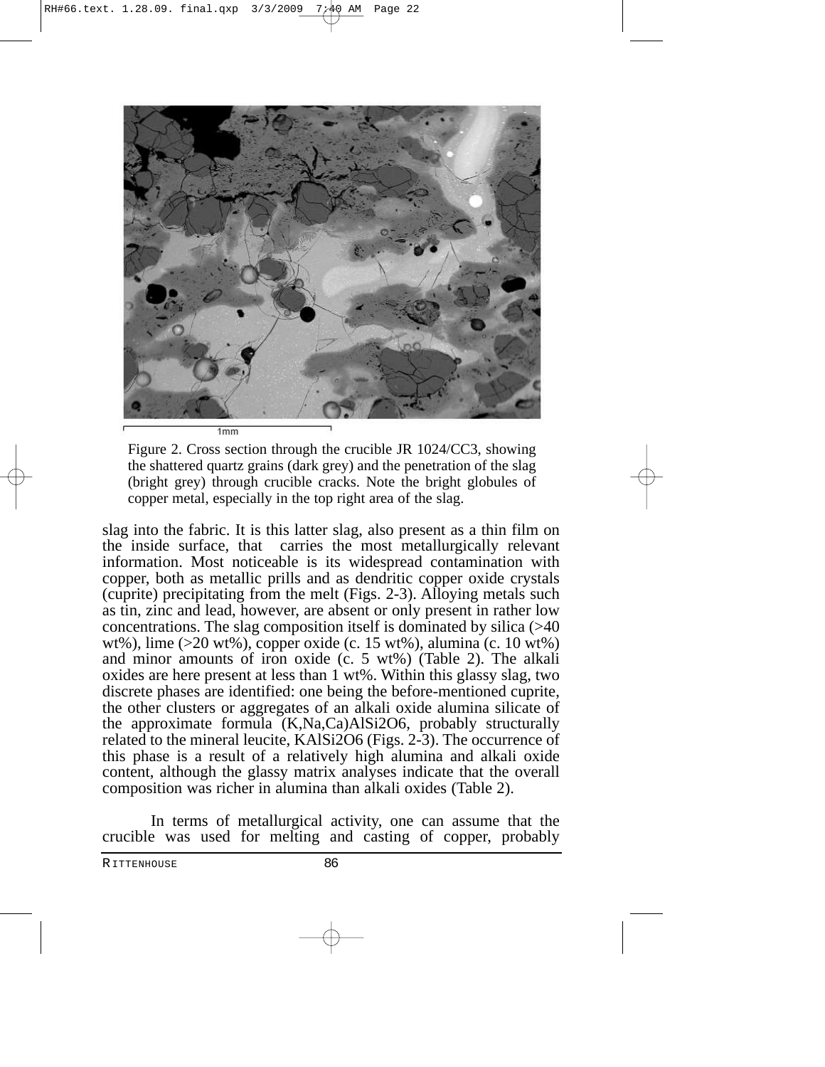Figure 2. Cross section through the crucible JR 1024/CC3, showing the shattered quartz grains (dark grey) and the penetration of the slag (bright grey) through crucible cracks. Note the bright globules of copper metal, especially in the top right area of the slag.

slag into the fabric. It is this latter slag, also present as a thin film on the inside surface, that carries the most metallurgically relevant information. Most noticeable is its widespread contamination with copper, both as metallic prills and as dendritic copper oxide crystals (cuprite) precipitating from the melt (Figs. 2-3). Alloying metals such as tin, zinc and lead, however, are absent or only present in rather low concentrations. The slag composition itself is dominated by silica (>40 wt%), lime (>20 wt%), copper oxide (c. 15 wt%), alumina (c. 10 wt%) and minor amounts of iron oxide (c. 5 wt%) (Table 2). The alkali oxides are here present at less than 1 wt%. Within this glassy slag, two discrete phases are identified: one being the before-mentioned cuprite, the other clusters or aggregates of an alkali oxide alumina silicate of the approximate formula $(K,Na,Ca)AlSi_2O_6$, probably structurally related to the mineral leucite, $KAlSi_2O_6$ (Figs. 2-3). The occurrence of this phase is a result of a relatively high alumina and alkali oxide content, although the glassy matrix analyses indicate that the overall composition was richer in alumina than alkali oxides (Table 2).

In terms of metallurgical activity, one can assume that the crucible was used for melting and casting of copper, probably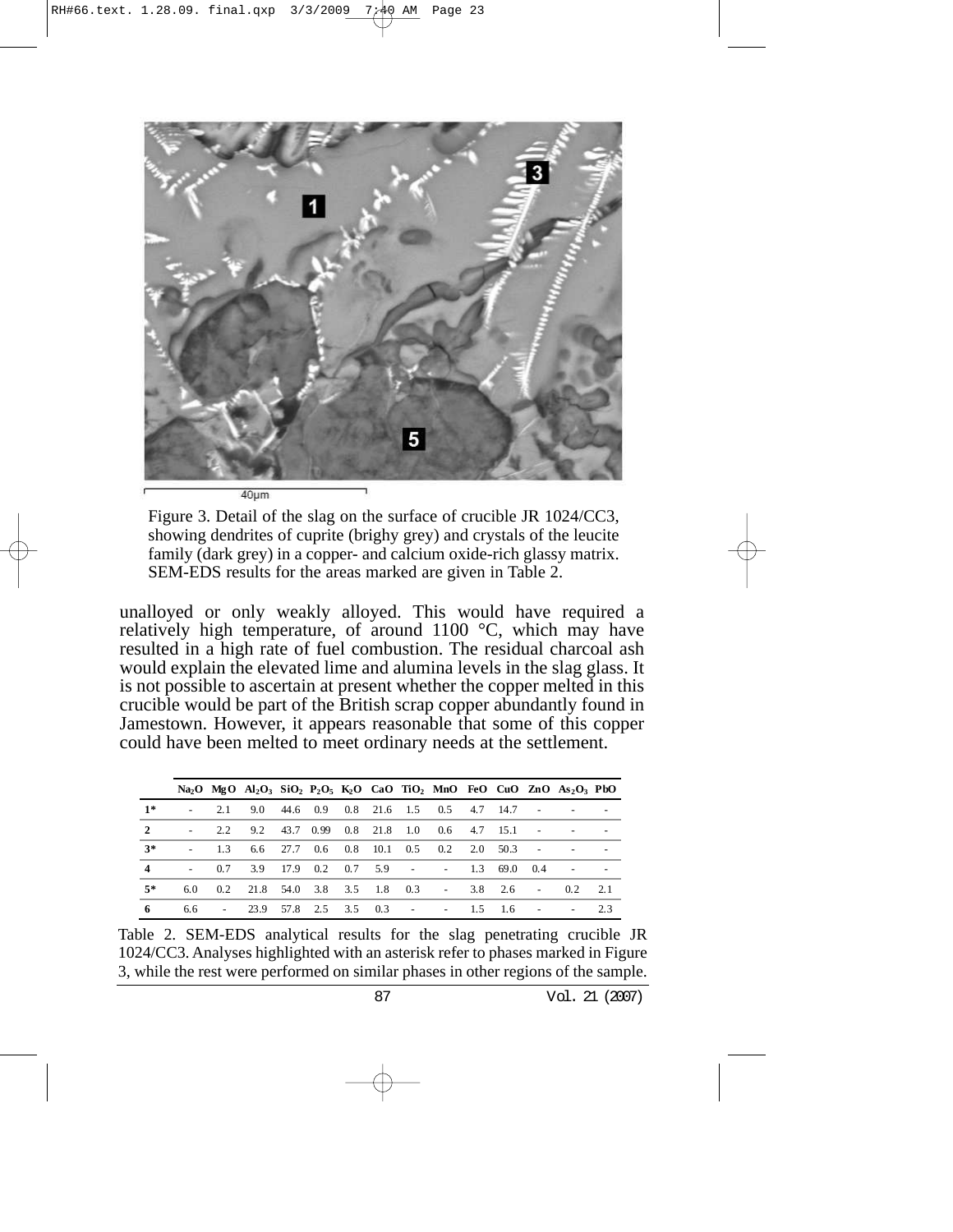Figure 3. Detail of the slag on the surface of crucible JR 1024/CC3, showing dendrites of cuprite (brighy grey) and crystals of the leucite family (dark grey) in a copper- and calcium oxide-rich glassy matrix. SEM-EDS results for the areas marked are given in Table 2.

unalloyed or only weakly alloyed. This would have required a relatively high temperature, of around 1100 °C, which may have resulted in a high rate of fuel combustion. The residual charcoal ash would explain the elevated lime and alumina levels in the slag glass. It is not possible to ascertain at present whether the copper melted in this crucible would be part of the British scrap copper abundantly found in Jamestown. However, it appears reasonable that some of this copper could have been melted to meet ordinary needs at the settlement.

| | $Na_2O$ | MgO | $Al_2O_3$ | $SiO_2$ | $P_2O_5$ | $K_2O$ | CaO | $TiO_2$ | MnO | FeO | CuO | ZnO | $As_2O_3$ | PbO |
|---|---|---|---|---|---|---|---|---|---|---|---|---|---|---|
| **1*** | - | 2.1 | 9.0 | 44.6 | 0.9 | 0.8 | 21.6 | 1.5 | 0.5 | 4.7 | 14.7 | - | - | - |
| **2** | - | 2.2 | 9.2 | 43.7 | 0.99 | 0.8 | 21.8 | 1.0 | 0.6 | 4.7 | 15.1 | - | - | - |
| **3*** | - | 1.3 | 6.6 | 27.7 | 0.6 | 0.8 | 10.1 | 0.5 | 0.2 | 2.0 | 50.3 | - | - | - |
| **4** | - | 0.7 | 3.9 | 17.9 | 0.2 | 0.7 | 5.9 | - | - | 1.3 | 69.0 | 0.4 | - | - |
| **5*** | 6.0 | 0.2 | 21.8 | 54.0 | 3.8 | 3.5 | 1.8 | 0.3 | - | 3.8 | 2.6 | - | 0.2 | 2.1 |
| **6** | 6.6 | - | 23.9 | 57.8 | 2.5 | 3.5 | 0.3 | - | - | 1.5 | 1.6 | - | - | 2.3 |

Table 2. SEM-EDS analytical results for the slag penetrating crucible JR 1024/CC3. Analyses highlighted with an asterisk refer to phases marked in Figure 3, while the rest were performed on similar phases in other regions of the sample.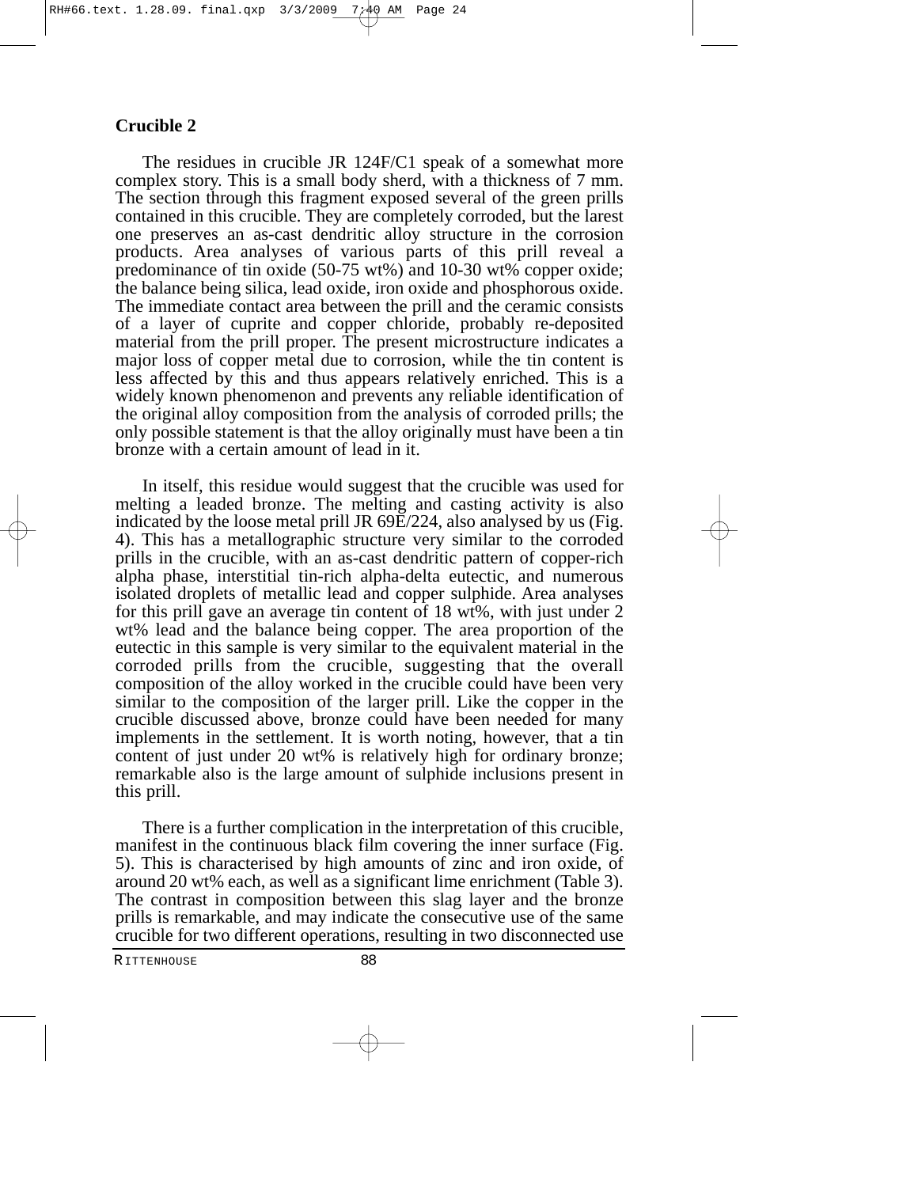## Crucible 2

The residues in crucible JR 124F/C1 speak of a somewhat more complex story. This is a small body sherd, with a thickness of 7 mm. The section through this fragment exposed several of the green prills contained in this crucible. They are completely corroded, but the larest one preserves an as-cast dendritic alloy structure in the corrosion products. Area analyses of various parts of this prill reveal a predominance of tin oxide (50-75 wt%) and 10-30 wt% copper oxide; the balance being silica, lead oxide, iron oxide and phosphorous oxide. The immediate contact area between the prill and the ceramic consists of a layer of cuprite and copper chloride, probably re-deposited material from the prill proper. The present microstructure indicates a major loss of copper metal due to corrosion, while the tin content is less affected by this and thus appears relatively enriched. This is a widely known phenomenon and prevents any reliable identification of the original alloy composition from the analysis of corroded prills; the only possible statement is that the alloy originally must have been a tin bronze with a certain amount of lead in it.

In itself, this residue would suggest that the crucible was used for melting a leaded bronze. The melting and casting activity is also indicated by the loose metal prill JR 69E/224, also analysed by us (Fig. 4). This has a metallographic structure very similar to the corroded prills in the crucible, with an as-cast dendritic pattern of copper-rich alpha phase, interstitial tin-rich alpha-delta eutectic, and numerous isolated droplets of metallic lead and copper sulphide. Area analyses for this prill gave an average tin content of 18 wt%, with just under 2 wt% lead and the balance being copper. The area proportion of the eutectic in this sample is very similar to the equivalent material in the corroded prills from the crucible, suggesting that the overall composition of the alloy worked in the crucible could have been very similar to the composition of the larger prill. Like the copper in the crucible discussed above, bronze could have been needed for many implements in the settlement. It is worth noting, however, that a tin content of just under 20 wt% is relatively high for ordinary bronze; remarkable also is the large amount of sulphide inclusions present in this prill.

There is a further complication in the interpretation of this crucible, manifest in the continuous black film covering the inner surface (Fig. 5). This is characterised by high amounts of zinc and iron oxide, of around 20 wt% each, as well as a significant lime enrichment (Table 3). The contrast in composition between this slag layer and the bronze prills is remarkable, and may indicate the consecutive use of the same crucible for two different operations, resulting in two disconnected use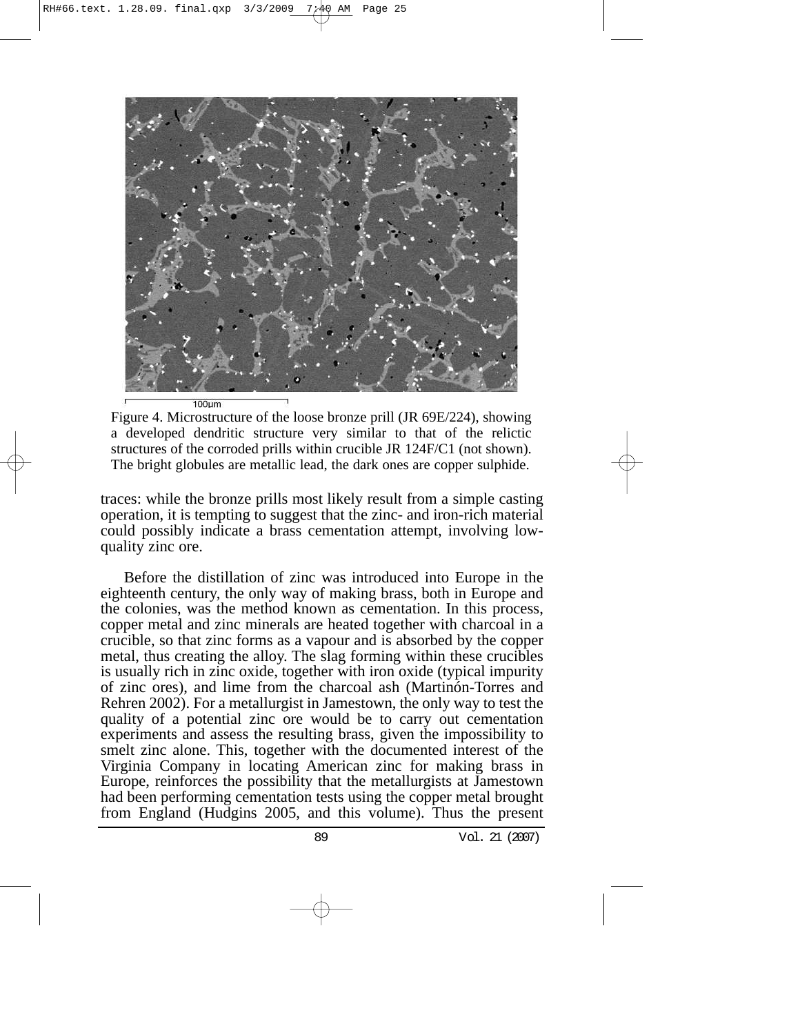Figure 4. Microstructure of the loose bronze prill (JR 69E/224), showing a developed dendritic structure very similar to that of the relictic structures of the corroded prills within crucible JR 124F/C1 (not shown). The bright globules are metallic lead, the dark ones are copper sulphide.

traces: while the bronze prills most likely result from a simple casting operation, it is tempting to suggest that the zinc- and iron-rich material could possibly indicate a brass cementation attempt, involving low-quality zinc ore.

Before the distillation of zinc was introduced into Europe in the eighteenth century, the only way of making brass, both in Europe and the colonies, was the method known as cementation. In this process, copper metal and zinc minerals are heated together with charcoal in a crucible, so that zinc forms as a vapour and is absorbed by the copper metal, thus creating the alloy. The slag forming within these crucibles is usually rich in zinc oxide, together with iron oxide (typical impurity of zinc ores), and lime from the charcoal ash (Martinón-Torres and Rehren 2002). For a metallurgist in Jamestown, the only way to test the quality of a potential zinc ore would be to carry out cementation experiments and assess the resulting brass, given the impossibility to smelt zinc alone. This, together with the documented interest of the Virginia Company in locating American zinc for making brass in Europe, reinforces the possibility that the metallurgists at Jamestown had been performing cementation tests using the copper metal brought from England (Hudgins 2005, and this volume). Thus the present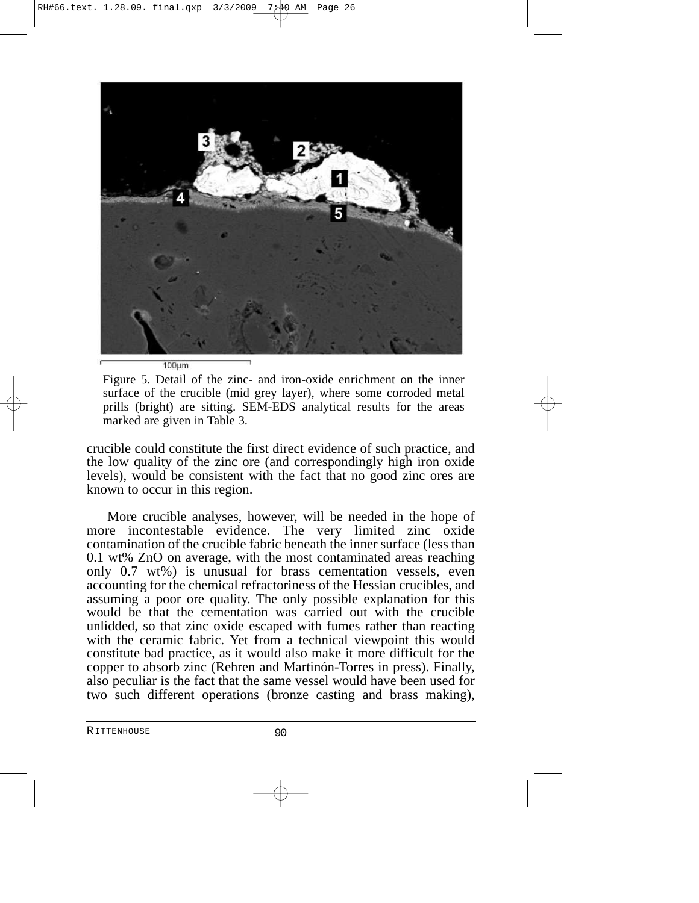Figure 5. Detail of the zinc- and iron-oxide enrichment on the inner surface of the crucible (mid grey layer), where some corroded metal prills (bright) are sitting. SEM-EDS analytical results for the areas marked are given in Table 3.

crucible could constitute the first direct evidence of such practice, and the low quality of the zinc ore (and correspondingly high iron oxide levels), would be consistent with the fact that no good zinc ores are known to occur in this region.

More crucible analyses, however, will be needed in the hope of more incontestable evidence. The very limited zinc oxide contamination of the crucible fabric beneath the inner surface (less than 0.1 wt% ZnO on average, with the most contaminated areas reaching only 0.7 wt%) is unusual for brass cementation vessels, even accounting for the chemical refractoriness of the Hessian crucibles, and assuming a poor ore quality. The only possible explanation for this would be that the cementation was carried out with the crucible unlidded, so that zinc oxide escaped with fumes rather than reacting with the ceramic fabric. Yet from a technical viewpoint this would constitute bad practice, as it would also make it more difficult for the copper to absorb zinc (Rehren and Martinón-Torres in press). Finally, also peculiar is the fact that the same vessel would have been used for two such different operations (bronze casting and brass making),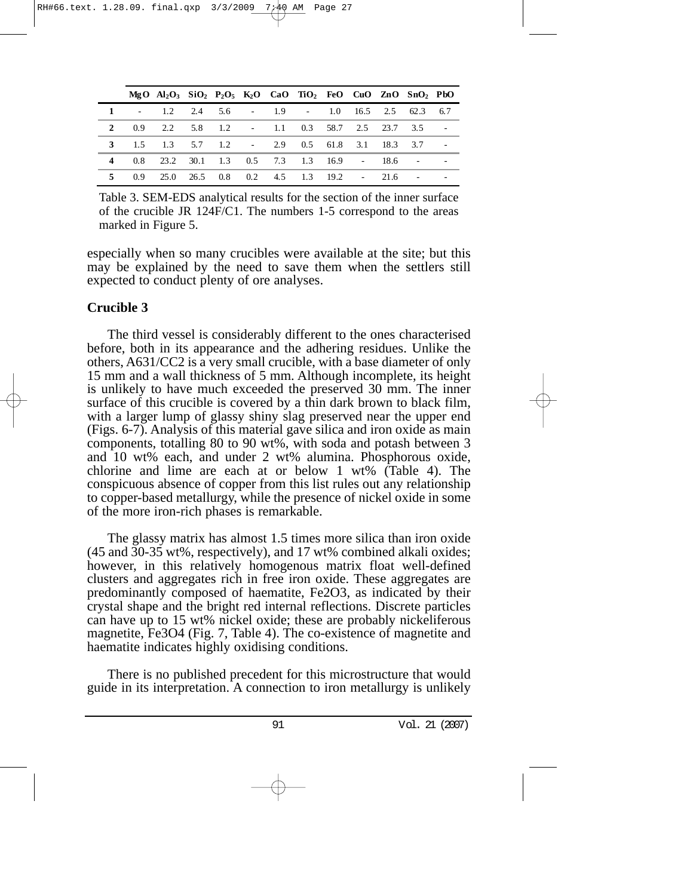| | MgO | $Al_2O_3$ | $SiO_2$ | $P_2O_5$ | $K_2O$ | CaO | $TiO_2$ | FeO | CuO | ZnO | $SnO_2$ | PbO |
|---|---|---|---|---|---|---|---|---|---|---|---|---|
| **1** | - | 1.2 | 2.4 | 5.6 | - | 1.9 | - | 1.0 | 16.5 | 2.5 | 62.3 | 6.7 |
| **2** | 0.9 | 2.2 | 5.8 | 1.2 | - | 1.1 | 0.3 | 58.7 | 2.5 | 23.7 | 3.5 | - |
| **3** | 1.5 | 1.3 | 5.7 | 1.2 | - | 2.9 | 0.5 | 61.8 | 3.1 | 18.3 | 3.7 | - |
| **4** | 0.8 | 23.2 | 30.1 | 1.3 | 0.5 | 7.3 | 1.3 | 16.9 | - | 18.6 | - | - |
| **5** | 0.9 | 25.0 | 26.5 | 0.8 | 0.2 | 4.5 | 1.3 | 19.2 | - | 21.6 | - | - |

Table 3. SEM-EDS analytical results for the section of the inner surface of the crucible JR 124F/C1. The numbers 1-5 correspond to the areas marked in Figure 5.

especially when so many crucibles were available at the site; but this may be explained by the need to save them when the settlers still expected to conduct plenty of ore analyses.

## Crucible 3

The third vessel is considerably different to the ones characterised before, both in its appearance and the adhering residues. Unlike the others, A631/CC2 is a very small crucible, with a base diameter of only 15 mm and a wall thickness of 5 mm. Although incomplete, its height is unlikely to have much exceeded the preserved 30 mm. The inner surface of this crucible is covered by a thin dark brown to black film, with a larger lump of glassy shiny slag preserved near the upper end (Figs. 6-7). Analysis of this material gave silica and iron oxide as main components, totalling 80 to 90 wt%, with soda and potash between 3 and 10 wt% each, and under 2 wt% alumina. Phosphorous oxide, chlorine and lime are each at or below 1 wt% (Table 4). The conspicuous absence of copper from this list rules out any relationship to copper-based metallurgy, while the presence of nickel oxide in some of the more iron-rich phases is remarkable.

The glassy matrix has almost 1.5 times more silica than iron oxide (45 and 30-35 wt%, respectively), and 17 wt% combined alkali oxides; however, in this relatively homogenous matrix float well-defined clusters and aggregates rich in free iron oxide. These aggregates are predominantly composed of haematite, $Fe_2O_3$, as indicated by their crystal shape and the bright red internal reflections. Discrete particles can have up to 15 wt% nickel oxide; these are probably nickeliferous magnetite, $Fe_3O_4$ (Fig. 7, Table 4). The co-existence of magnetite and haematite indicates highly oxidising conditions.

There is no published precedent for this microstructure that would guide in its interpretation. A connection to iron metallurgy is unlikely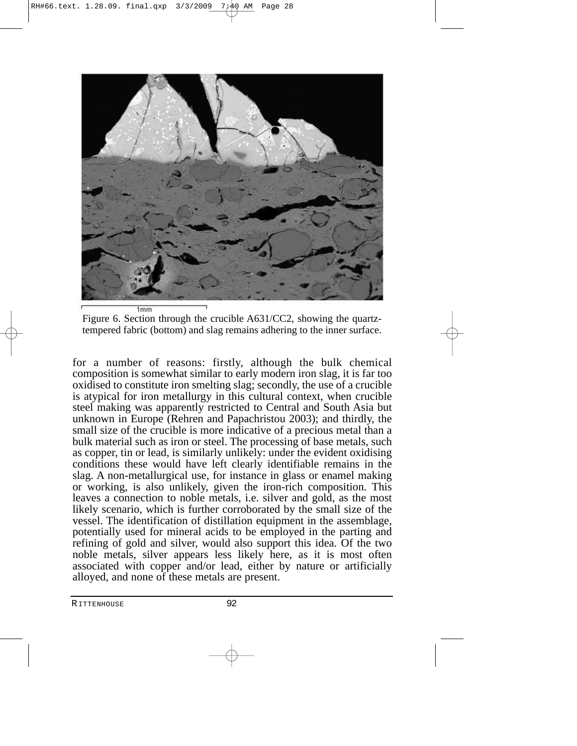Figure 6. Section through the crucible A631/CC2, showing the quartz-tempered fabric (bottom) and slag remains adhering to the inner surface.

for a number of reasons: firstly, although the bulk chemical composition is somewhat similar to early modern iron slag, it is far too oxidised to constitute iron smelting slag; secondly, the use of a crucible is atypical for iron metallurgy in this cultural context, when crucible steel making was apparently restricted to Central and South Asia but unknown in Europe (Rehren and Papachristou 2003); and thirdly, the small size of the crucible is more indicative of a precious metal than a bulk material such as iron or steel. The processing of base metals, such as copper, tin or lead, is similarly unlikely: under the evident oxidising conditions these would have left clearly identifiable remains in the slag. A non-metallurgical use, for instance in glass or enamel making or working, is also unlikely, given the iron-rich composition. This leaves a connection to noble metals, i.e. silver and gold, as the most likely scenario, which is further corroborated by the small size of the vessel. The identification of distillation equipment in the assemblage, potentially used for mineral acids to be employed in the parting and refining of gold and silver, would also support this idea. Of the two noble metals, silver appears less likely here, as it is most often associated with copper and/or lead, either by nature or artificially alloyed, and none of these metals are present.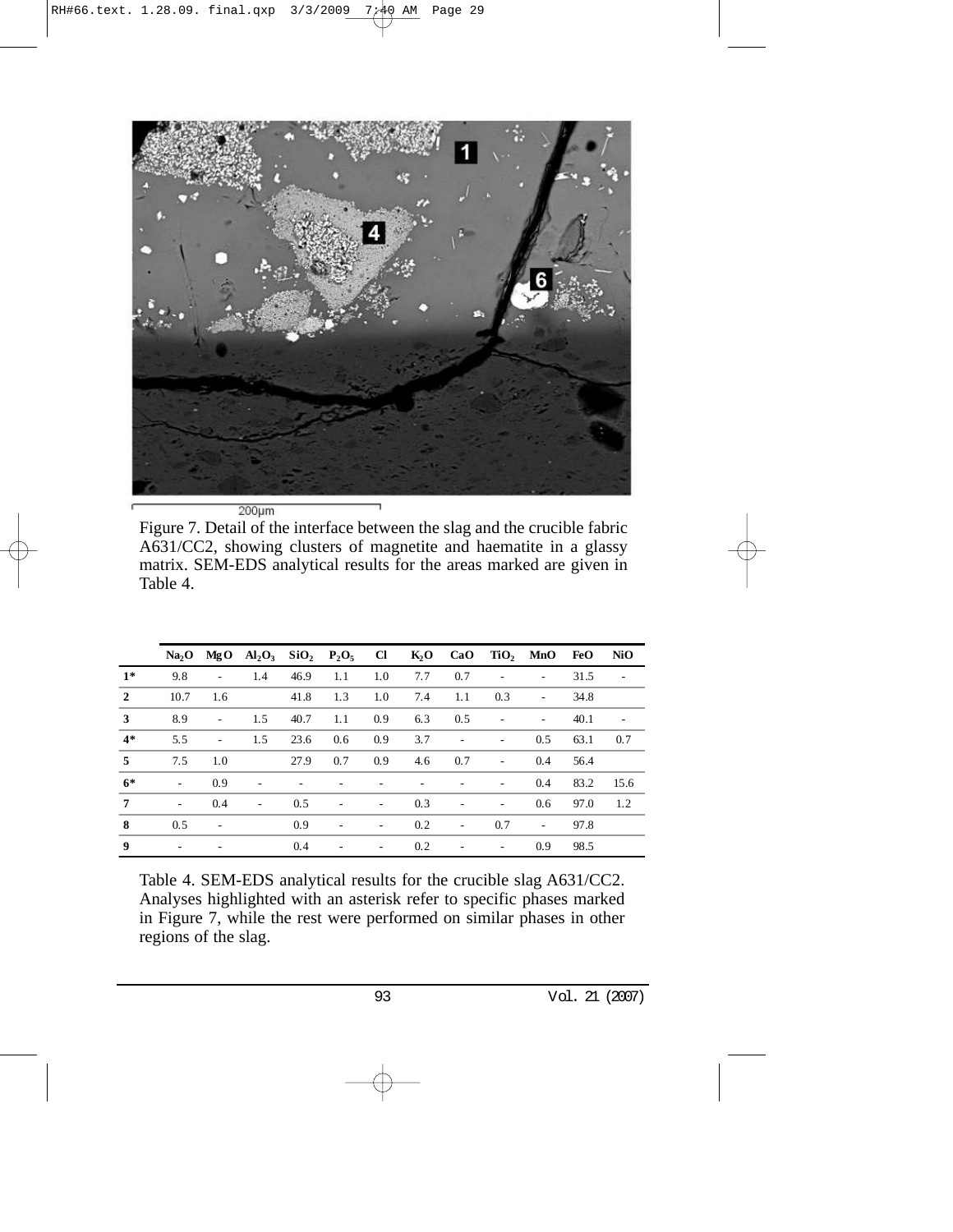Figure 7. Detail of the interface between the slag and the crucible fabric A631/CC2, showing clusters of magnetite and haematite in a glassy matrix. SEM-EDS analytical results for the areas marked are given in Table 4.

| | $Na_2O$ | MgO | $Al_2O_3$ | $SiO_2$ | $P_2O_5$ | Cl | $K_2O$ | CaO | $TiO_2$ | MnO | FeO | NiO |
|---|---|---|---|---|---|---|---|---|---|---|---|---|
| **1*** | 9.8 | - | 1.4 | 46.9 | 1.1 | 1.0 | 7.7 | 0.7 | - | - | 31.5 | - |
| **2** | 10.7 | 1.6 | | 41.8 | 1.3 | 1.0 | 7.4 | 1.1 | 0.3 | - | 34.8 | |
| **3** | 8.9 | - | 1.5 | 40.7 | 1.1 | 0.9 | 6.3 | 0.5 | - | - | 40.1 | - |
| **4*** | 5.5 | - | 1.5 | 23.6 | 0.6 | 0.9 | 3.7 | - | - | 0.5 | 63.1 | 0.7 |
| **5** | 7.5 | 1.0 | | 27.9 | 0.7 | 0.9 | 4.6 | 0.7 | - | 0.4 | 56.4 | |
| **6*** | - | 0.9 | - | - | - | - | - | - | - | 0.4 | 83.2 | 15.6 |
| **7** | - | 0.4 | - | 0.5 | - | - | 0.3 | - | - | 0.6 | 97.0 | 1.2 |
| **8** | 0.5 | - | | 0.9 | - | - | 0.2 | - | 0.7 | - | 97.8 | |
| **9** | - | - | | 0.4 | - | - | 0.2 | - | - | 0.9 | 98.5 | |

Table 4. SEM-EDS analytical results for the crucible slag A631/CC2. Analyses highlighted with an asterisk refer to specific phases marked in Figure 7, while the rest were performed on similar phases in other regions of the slag.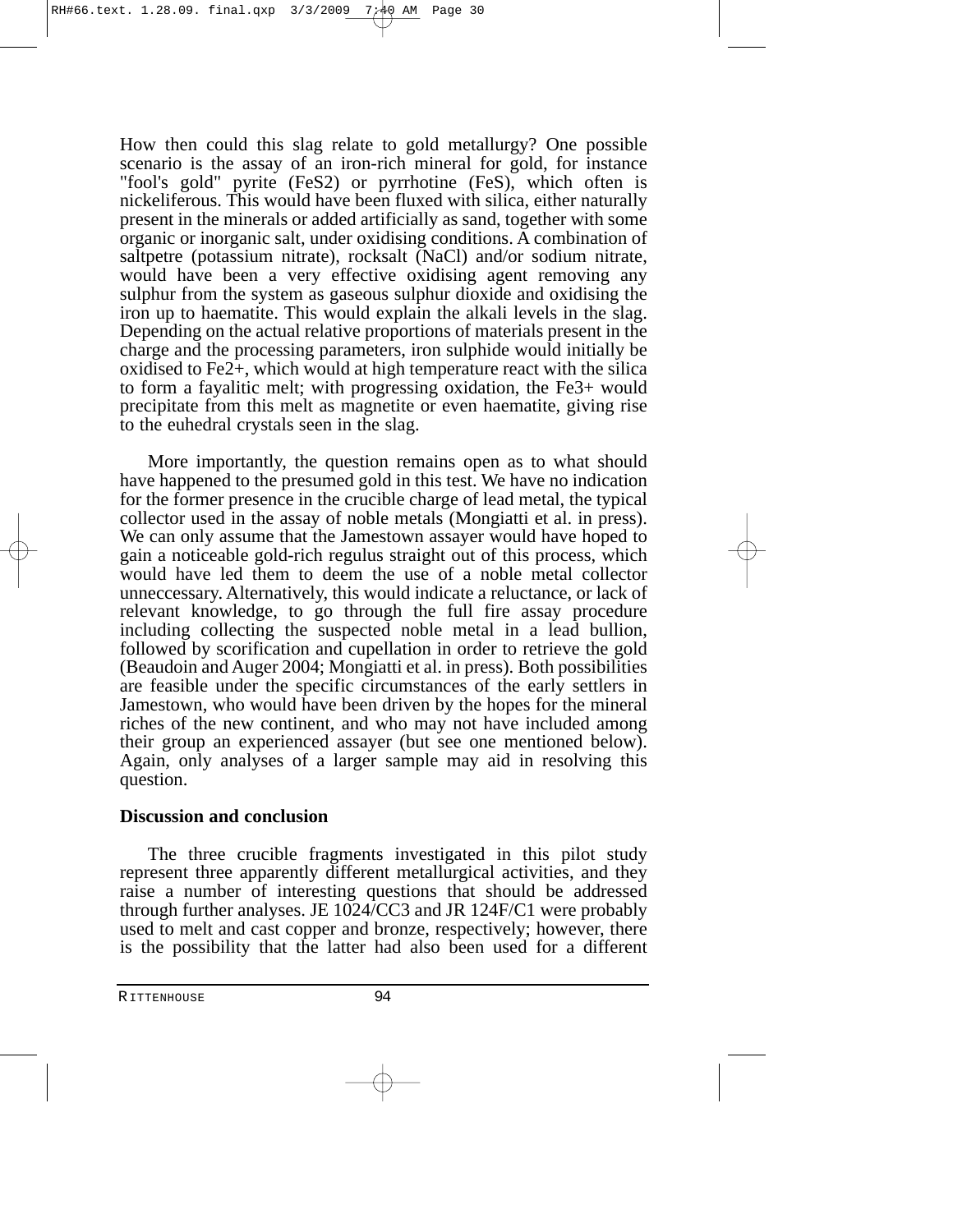How then could this slag relate to gold metallurgy? One possible scenario is the assay of an iron-rich mineral for gold, for instance "fool's gold" pyrite ($FeS_2$) or pyrrhotine ($FeS$), which often is nickeliferous. This would have been fluxed with silica, either naturally present in the minerals or added artificially as sand, together with some organic or inorganic salt, under oxidising conditions. A combination of saltpetre (potassium nitrate), rocksalt ($NaCl$) and/or sodium nitrate, would have been a very effective oxidising agent removing any sulphur from the system as gaseous sulphur dioxide and oxidising the iron up to haematite. This would explain the alkali levels in the slag. Depending on the actual relative proportions of materials present in the charge and the processing parameters, iron sulphide would initially be oxidised to $Fe^{2+}$, which would at high temperature react with the silica to form a fayalitic melt; with progressing oxidation, the $Fe^{3+}$ would precipitate from this melt as magnetite or even haematite, giving rise to the euhedral crystals seen in the slag.

More importantly, the question remains open as to what should have happened to the presumed gold in this test. We have no indication for the former presence in the crucible charge of lead metal, the typical collector used in the assay of noble metals (Mongiatti et al. in press). We can only assume that the Jamestown assayer would have hoped to gain a noticeable gold-rich regulus straight out of this process, which would have led them to deem the use of a noble metal collector unneccessary. Alternatively, this would indicate a reluctance, or lack of relevant knowledge, to go through the full fire assay procedure including collecting the suspected noble metal in a lead bullion, followed by scorification and cupellation in order to retrieve the gold (Beaudoin and Auger 2004; Mongiatti et al. in press). Both possibilities are feasible under the specific circumstances of the early settlers in Jamestown, who would have been driven by the hopes for the mineral riches of the new continent, and who may not have included among their group an experienced assayer (but see one mentioned below). Again, only analyses of a larger sample may aid in resolving this question.

## Discussion and conclusion

The three crucible fragments investigated in this pilot study represent three apparently different metallurgical activities, and they raise a number of interesting questions that should be addressed through further analyses. JE 1024/CC3 and JR 124F/C1 were probably used to melt and cast copper and bronze, respectively; however, there is the possibility that the latter had also been used for a different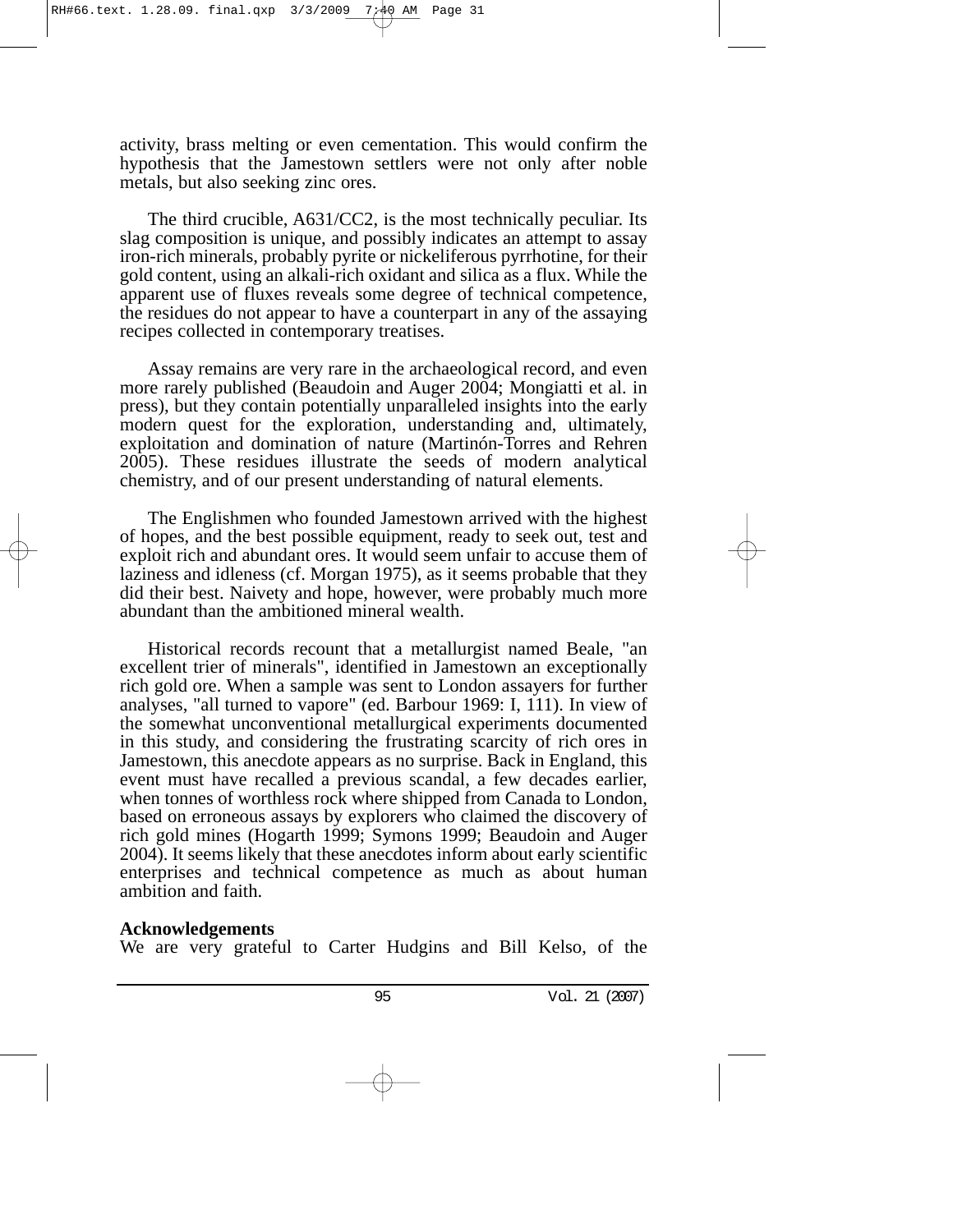activity, brass melting or even cementation. This would confirm the hypothesis that the Jamestown settlers were not only after noble metals, but also seeking zinc ores.

The third crucible, A631/CC2, is the most technically peculiar. Its slag composition is unique, and possibly indicates an attempt to assay iron-rich minerals, probably pyrite or nickeliferous pyrrhotine, for their gold content, using an alkali-rich oxidant and silica as a flux. While the apparent use of fluxes reveals some degree of technical competence, the residues do not appear to have a counterpart in any of the assaying recipes collected in contemporary treatises.

Assay remains are very rare in the archaeological record, and even more rarely published (Beaudoin and Auger 2004; Mongiatti et al. in press), but they contain potentially unparalleled insights into the early modern quest for the exploration, understanding and, ultimately, exploitation and domination of nature (Martinón-Torres and Rehren 2005). These residues illustrate the seeds of modern analytical chemistry, and of our present understanding of natural elements.

The Englishmen who founded Jamestown arrived with the highest of hopes, and the best possible equipment, ready to seek out, test and exploit rich and abundant ores. It would seem unfair to accuse them of laziness and idleness (cf. Morgan 1975), as it seems probable that they did their best. Naivety and hope, however, were probably much more abundant than the ambitioned mineral wealth.

Historical records recount that a metallurgist named Beale, "an excellent trier of minerals", identified in Jamestown an exceptionally rich gold ore. When a sample was sent to London assayers for further analyses, "all turned to vapore" (ed. Barbour 1969: I, 111). In view of the somewhat unconventional metallurgical experiments documented in this study, and considering the frustrating scarcity of rich ores in Jamestown, this anecdote appears as no surprise. Back in England, this event must have recalled a previous scandal, a few decades earlier, when tonnes of worthless rock where shipped from Canada to London, based on erroneous assays by explorers who claimed the discovery of rich gold mines (Hogarth 1999; Symons 1999; Beaudoin and Auger 2004). It seems likely that these anecdotes inform about early scientific enterprises and technical competence as much as about human ambition and faith.

**Acknowledgements**

We are very grateful to Carter Hudgins and Bill Kelso, of the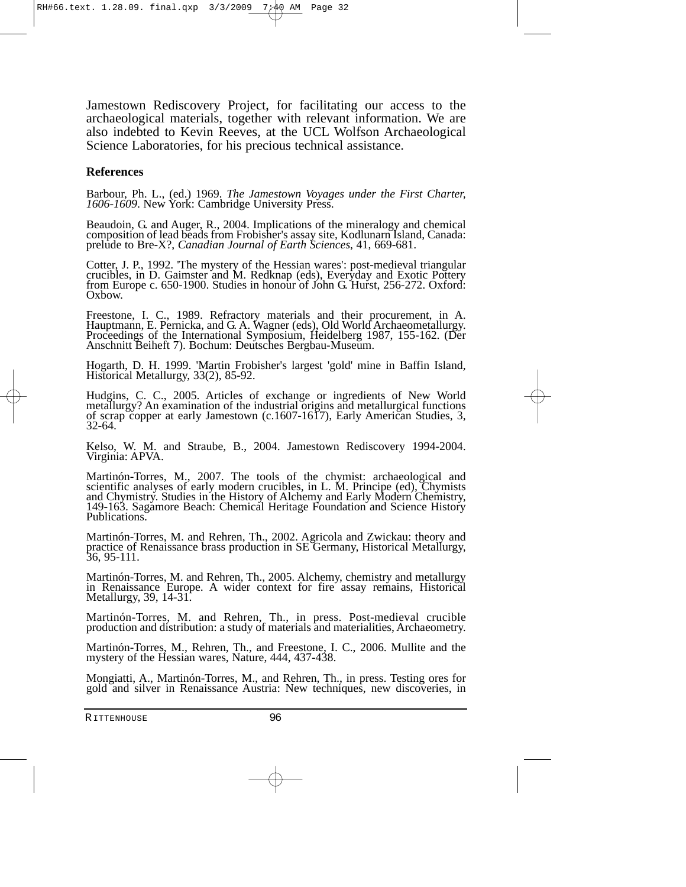Jamestown Rediscovery Project, for facilitating our access to the archaeological materials, together with relevant information. We are also indebted to Kevin Reeves, at the UCL Wolfson Archaeological Science Laboratories, for his precious technical assistance.

**References**

Barbour, Ph. L., (ed.) 1969. *The Jamestown Voyages under the First Charter, 1606-1609*. New York: Cambridge University Press.

Beaudoin, G. and Auger, R., 2004. Implications of the mineralogy and chemical composition of lead beads from Frobisher's assay site, Kodlunarn Island, Canada: prelude to Bre-X?, *Canadian Journal of Earth Sciences*, 41, 669-681.

Cotter, J. P., 1992. 'The mystery of the Hessian wares': post-medieval triangular crucibles, in D. Gaimster and M. Redknap (eds), Everyday and Exotic Pottery from Europe c. 650-1900. Studies in honour of John G. Hurst, 256-272. Oxford: Oxbow.

Freestone, I. C., 1989. Refractory materials and their procurement, in A. Hauptmann, E. Pernicka, and G. A. Wagner (eds), Old World Archaeometallurgy. Proceedings of the International Symposium, Heidelberg 1987, 155-162. (Der Anschnitt Beiheft 7). Bochum: Deutsches Bergbau-Museum.

Hogarth, D. H. 1999. 'Martin Frobisher's largest 'gold' mine in Baffin Island, Historical Metallurgy, 33(2), 85-92.

Hudgins, C. C., 2005. Articles of exchange or ingredients of New World metallurgy? An examination of the industrial origins and metallurgical functions of scrap copper at early Jamestown (c.1607-1617), Early American Studies, 3, 32-64.

Kelso, W. M. and Straube, B., 2004. Jamestown Rediscovery 1994-2004. Virginia: APVA.

Martinón-Torres, M., 2007. The tools of the chymist: archaeological and scientific analyses of early modern crucibles, in L. M. Principe (ed), Chymists and Chymistry. Studies in the History of Alchemy and Early Modern Chemistry, 149-163. Sagamore Beach: Chemical Heritage Foundation and Science History Publications.

Martinón-Torres, M. and Rehren, Th., 2002. Agricola and Zwickau: theory and practice of Renaissance brass production in SE Germany, Historical Metallurgy, 36, 95-111.

Martinón-Torres, M. and Rehren, Th., 2005. Alchemy, chemistry and metallurgy in Renaissance Europe. A wider context for fire assay remains, Historical Metallurgy, 39, 14-31.

Martinón-Torres, M. and Rehren, Th., in press. Post-medieval crucible production and distribution: a study of materials and materialities, Archaeometry.

Martinón-Torres, M., Rehren, Th., and Freestone, I. C., 2006. Mullite and the mystery of the Hessian wares, Nature, 444, 437-438.

Mongiatti, A., Martinón-Torres, M., and Rehren, Th., in press. Testing ores for gold and silver in Renaissance Austria: New techniques, new discoveries, in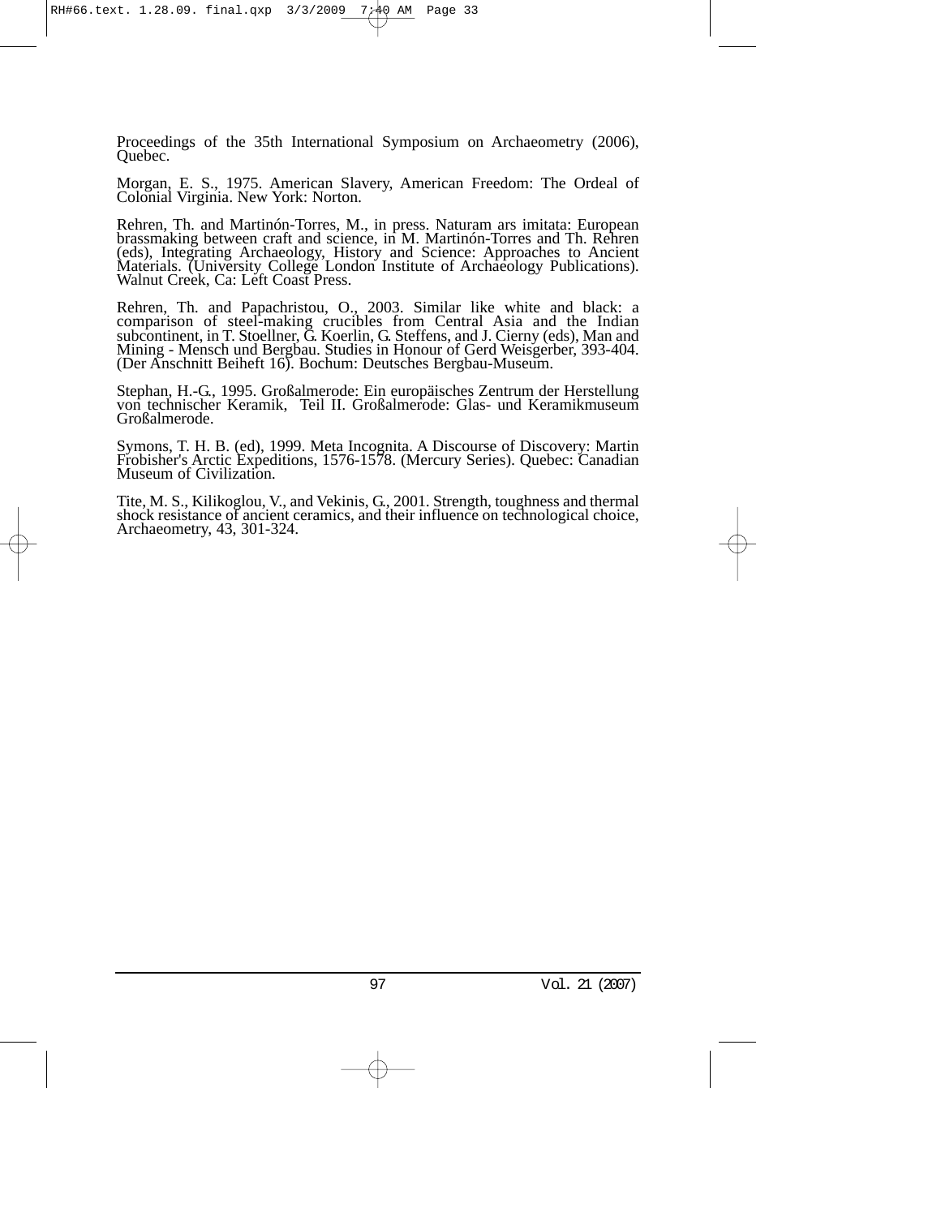Proceedings of the 35th International Symposium on Archaeometry (2006), Quebec.

Morgan, E. S., 1975. American Slavery, American Freedom: The Ordeal of Colonial Virginia. New York: Norton.

Rehren, Th. and Martinón-Torres, M., in press. Naturam ars imitata: European brassmaking between craft and science, in M. Martinón-Torres and Th. Rehren (eds), Integrating Archaeology, History and Science: Approaches to Ancient Materials. (University College London Institute of Archaeology Publications). Walnut Creek, Ca: Left Coast Press.

Rehren, Th. and Papachristou, O., 2003. Similar like white and black: a comparison of steel-making crucibles from Central Asia and the Indian subcontinent, in T. Stoellner, G. Koerlin, G. Steffens, and J. Cierny (eds), Man and Mining - Mensch und Bergbau. Studies in Honour of Gerd Weisgerber, 393-404. (Der Anschnitt Beiheft 16). Bochum: Deutsches Bergbau-Museum.

Stephan, H.-G., 1995. Großalmerode: Ein europäisches Zentrum der Herstellung von technischer Keramik, Teil II. Großalmerode: Glas- und Keramikmuseum Großalmerode.

Symons, T. H. B. (ed), 1999. Meta Incognita. A Discourse of Discovery: Martin Frobisher's Arctic Expeditions, 1576-1578. (Mercury Series). Quebec: Canadian Museum of Civilization.

Tite, M. S., Kilikoglou, V., and Vekinis, G., 2001. Strength, toughness and thermal shock resistance of ancient ceramics, and their influence on technological choice, Archaeometry, 43, 301-324.